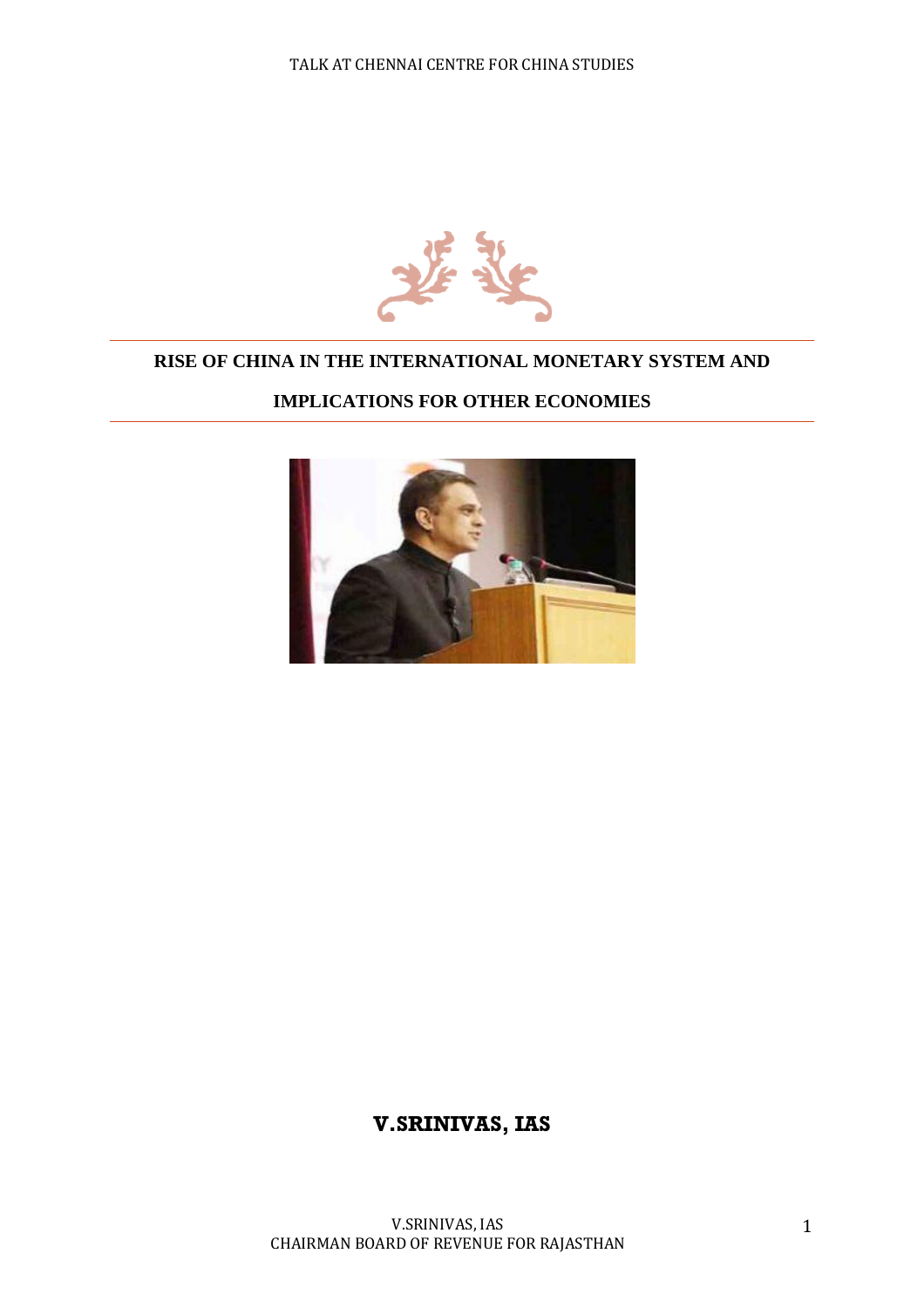TALK AT CHENNAI CENTRE FOR CHINA STUDIES

# RISE OF CHINA IN THE INTERNATIONAL MONETARY SYSTEM AND IMPLICATIONS FOR OTHER ECONOMIES

**V.SRINIVAS, IAS**

V.SRINIVAS, IAS
CHAIRMAN BOARD OF REVENUE FOR RAJASTHAN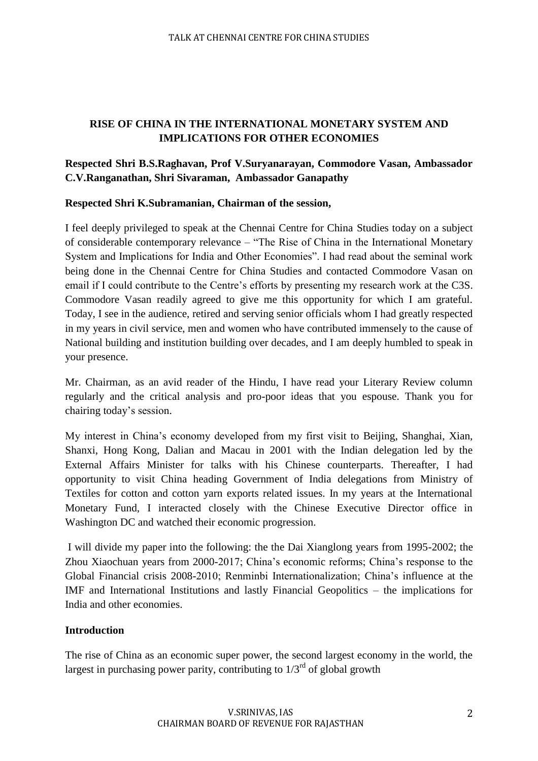**RISE OF CHINA IN THE INTERNATIONAL MONETARY SYSTEM AND IMPLICATIONS FOR OTHER ECONOMIES**

**Respected Shri B.S.Raghavan, Prof V.Suryanarayan, Commodore Vasan, Ambassador C.V.Ranganathan, Shri Sivaraman, Ambassador Ganapathy**

**Respected Shri K.Subramanian, Chairman of the session,**

I feel deeply privileged to speak at the Chennai Centre for China Studies today on a subject of considerable contemporary relevance – "The Rise of China in the International Monetary System and Implications for India and Other Economies". I had read about the seminal work being done in the Chennai Centre for China Studies and contacted Commodore Vasan on email if I could contribute to the Centre's efforts by presenting my research work at the C3S. Commodore Vasan readily agreed to give me this opportunity for which I am grateful. Today, I see in the audience, retired and serving senior officials whom I had greatly respected in my years in civil service, men and women who have contributed immensely to the cause of National building and institution building over decades, and I am deeply humbled to speak in your presence.

Mr. Chairman, as an avid reader of the Hindu, I have read your Literary Review column regularly and the critical analysis and pro-poor ideas that you espouse. Thank you for chairing today's session.

My interest in China's economy developed from my first visit to Beijing, Shanghai, Xian, Shanxi, Hong Kong, Dalian and Macau in 2001 with the Indian delegation led by the External Affairs Minister for talks with his Chinese counterparts. Thereafter, I had opportunity to visit China heading Government of India delegations from Ministry of Textiles for cotton and cotton yarn exports related issues. In my years at the International Monetary Fund, I interacted closely with the Chinese Executive Director office in Washington DC and watched their economic progression.

I will divide my paper into the following: the the Dai Xianglong years from 1995-2002; the Zhou Xiaochuan years from 2000-2017; China's economic reforms; China's response to the Global Financial crisis 2008-2010; Renminbi Internationalization; China's influence at the IMF and International Institutions and lastly Financial Geopolitics – the implications for India and other economies.

**Introduction**

The rise of China as an economic super power, the second largest economy in the world, the largest in purchasing power parity, contributing to 1/3rd of global growth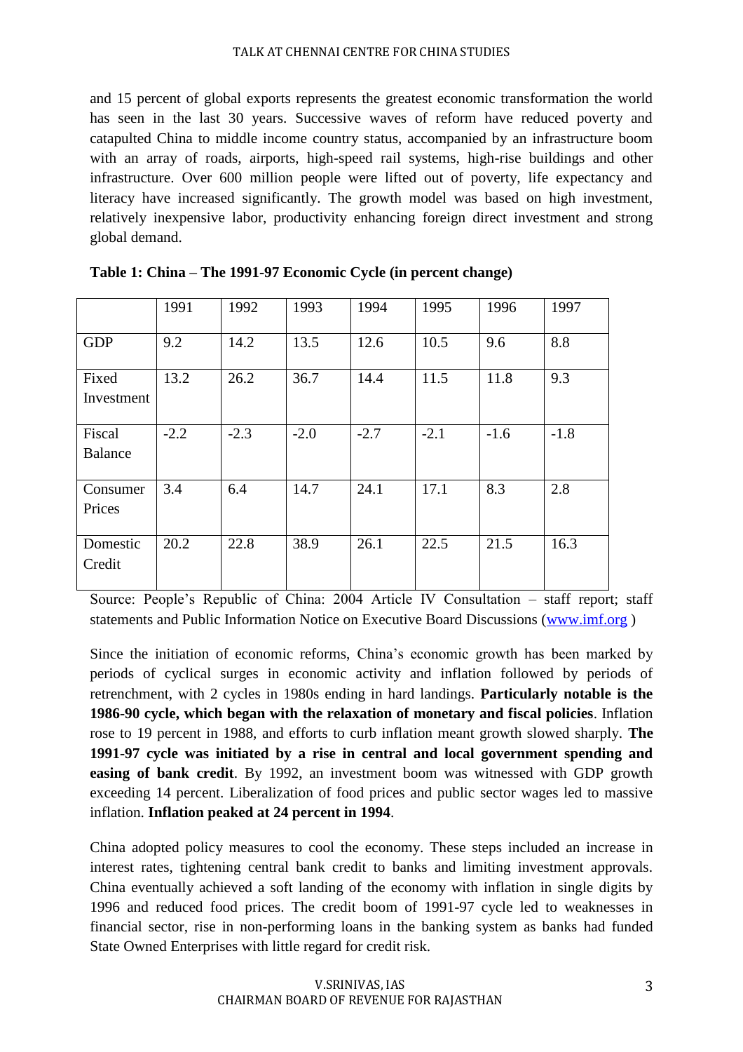and 15 percent of global exports represents the greatest economic transformation the world has seen in the last 30 years. Successive waves of reform have reduced poverty and catapulted China to middle income country status, accompanied by an infrastructure boom with an array of roads, airports, high-speed rail systems, high-rise buildings and other infrastructure. Over 600 million people were lifted out of poverty, life expectancy and literacy have increased significantly. The growth model was based on high investment, relatively inexpensive labor, productivity enhancing foreign direct investment and strong global demand.

**Table 1: China – The 1991-97 Economic Cycle (in percent change)**

| | 1991 | 1992 | 1993 | 1994 | 1995 | 1996 | 1997 |
|---|---|---|---|---|---|---|---|
| GDP | 9.2 | 14.2 | 13.5 | 12.6 | 10.5 | 9.6 | 8.8 |
| Fixed Investment | 13.2 | 26.2 | 36.7 | 14.4 | 11.5 | 11.8 | 9.3 |
| Fiscal Balance | -2.2 | -2.3 | -2.0 | -2.7 | -2.1 | -1.6 | -1.8 |
| Consumer Prices | 3.4 | 6.4 | 14.7 | 24.1 | 17.1 | 8.3 | 2.8 |
| Domestic Credit | 20.2 | 22.8 | 38.9 | 26.1 | 22.5 | 21.5 | 16.3 |

Source: People's Republic of China: 2004 Article IV Consultation – staff report; staff statements and Public Information Notice on Executive Board Discussions (www.imf.org )

Since the initiation of economic reforms, China's economic growth has been marked by periods of cyclical surges in economic activity and inflation followed by periods of retrenchment, with 2 cycles in 1980s ending in hard landings. **Particularly notable is the 1986-90 cycle, which began with the relaxation of monetary and fiscal policies**. Inflation rose to 19 percent in 1988, and efforts to curb inflation meant growth slowed sharply. **The 1991-97 cycle was initiated by a rise in central and local government spending and easing of bank credit**. By 1992, an investment boom was witnessed with GDP growth exceeding 14 percent. Liberalization of food prices and public sector wages led to massive inflation. **Inflation peaked at 24 percent in 1994**.

China adopted policy measures to cool the economy. These steps included an increase in interest rates, tightening central bank credit to banks and limiting investment approvals. China eventually achieved a soft landing of the economy with inflation in single digits by 1996 and reduced food prices. The credit boom of 1991-97 cycle led to weaknesses in financial sector, rise in non-performing loans in the banking system as banks had funded State Owned Enterprises with little regard for credit risk.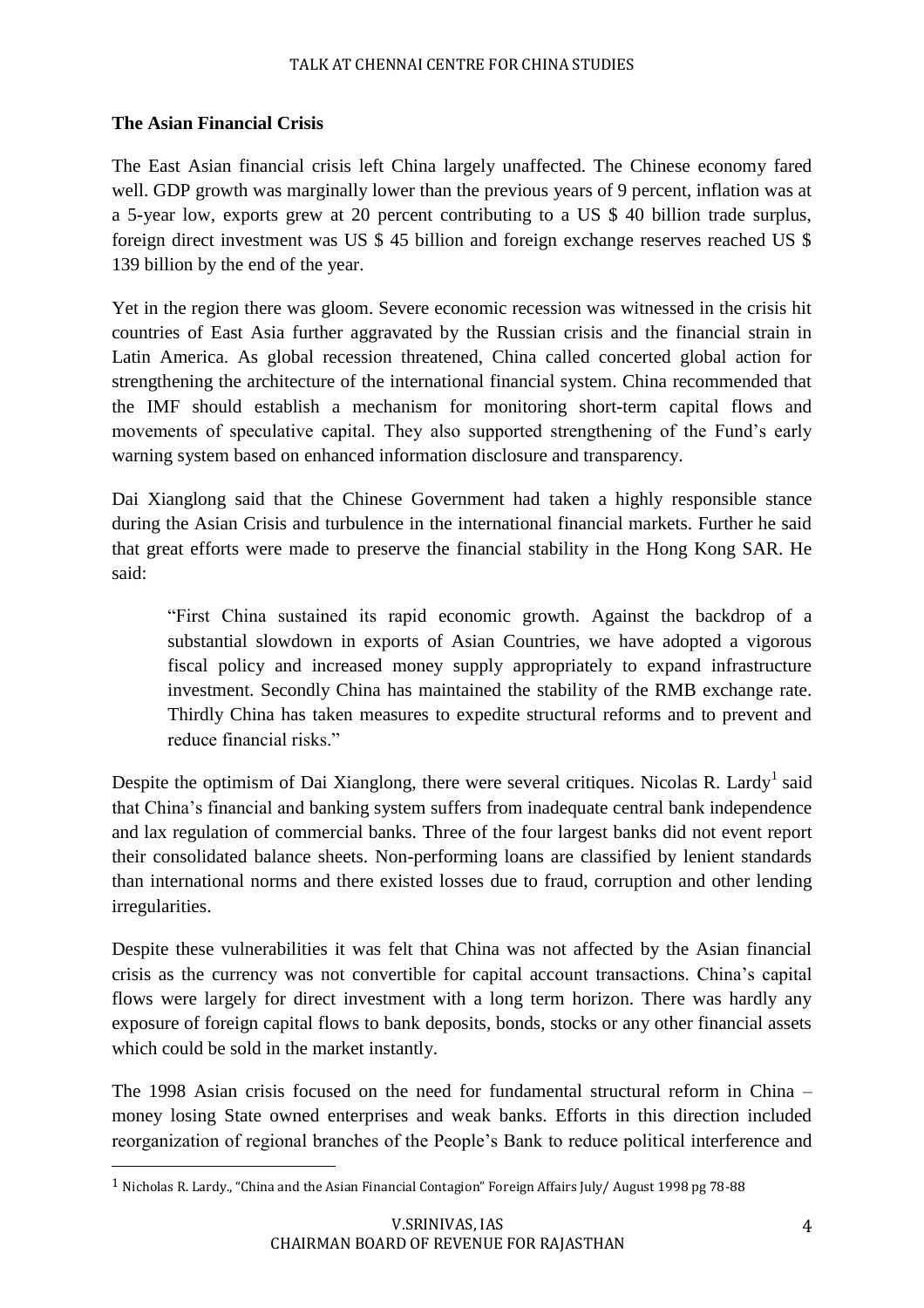**The Asian Financial Crisis**

The East Asian financial crisis left China largely unaffected. The Chinese economy fared well. GDP growth was marginally lower than the previous years of 9 percent, inflation was at a 5-year low, exports grew at 20 percent contributing to a US $ 40 billion trade surplus, foreign direct investment was US $ 45 billion and foreign exchange reserves reached US $ 139 billion by the end of the year.

Yet in the region there was gloom. Severe economic recession was witnessed in the crisis hit countries of East Asia further aggravated by the Russian crisis and the financial strain in Latin America. As global recession threatened, China called concerted global action for strengthening the architecture of the international financial system. China recommended that the IMF should establish a mechanism for monitoring short-term capital flows and movements of speculative capital. They also supported strengthening of the Fund's early warning system based on enhanced information disclosure and transparency.

Dai Xianglong said that the Chinese Government had taken a highly responsible stance during the Asian Crisis and turbulence in the international financial markets. Further he said that great efforts were made to preserve the financial stability in the Hong Kong SAR. He said:

> "First China sustained its rapid economic growth. Against the backdrop of a substantial slowdown in exports of Asian Countries, we have adopted a vigorous fiscal policy and increased money supply appropriately to expand infrastructure investment. Secondly China has maintained the stability of the RMB exchange rate. Thirdly China has taken measures to expedite structural reforms and to prevent and reduce financial risks."

Despite the optimism of Dai Xianglong, there were several critiques. Nicolas R. Lardy[1] said that China's financial and banking system suffers from inadequate central bank independence and lax regulation of commercial banks. Three of the four largest banks did not event report their consolidated balance sheets. Non-performing loans are classified by lenient standards than international norms and there existed losses due to fraud, corruption and other lending irregularities.

Despite these vulnerabilities it was felt that China was not affected by the Asian financial crisis as the currency was not convertible for capital account transactions. China's capital flows were largely for direct investment with a long term horizon. There was hardly any exposure of foreign capital flows to bank deposits, bonds, stocks or any other financial assets which could be sold in the market instantly.

The 1998 Asian crisis focused on the need for fundamental structural reform in China – money losing State owned enterprises and weak banks. Efforts in this direction included reorganization of regional branches of the People's Bank to reduce political interference and

---

[1] Nicholas R. Lardy., "China and the Asian Financial Contagion" Foreign Affairs July/ August 1998 pg 78-88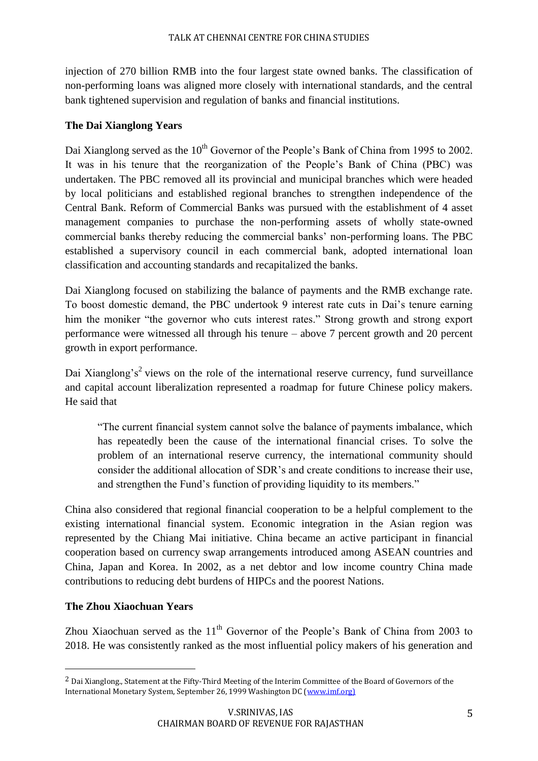injection of 270 billion RMB into the four largest state owned banks. The classification of non-performing loans was aligned more closely with international standards, and the central bank tightened supervision and regulation of banks and financial institutions.

### The Dai Xianglong Years

Dai Xianglong served as the 10th Governor of the People's Bank of China from 1995 to 2002. It was in his tenure that the reorganization of the People's Bank of China (PBC) was undertaken. The PBC removed all its provincial and municipal branches which were headed by local politicians and established regional branches to strengthen independence of the Central Bank. Reform of Commercial Banks was pursued with the establishment of 4 asset management companies to purchase the non-performing assets of wholly state-owned commercial banks thereby reducing the commercial banks' non-performing loans. The PBC established a supervisory council in each commercial bank, adopted international loan classification and accounting standards and recapitalized the banks.

Dai Xianglong focused on stabilizing the balance of payments and the RMB exchange rate. To boost domestic demand, the PBC undertook 9 interest rate cuts in Dai's tenure earning him the moniker "the governor who cuts interest rates." Strong growth and strong export performance were witnessed all through his tenure – above 7 percent growth and 20 percent growth in export performance.

Dai Xianglong's[2] views on the role of the international reserve currency, fund surveillance and capital account liberalization represented a roadmap for future Chinese policy makers. He said that

> "The current financial system cannot solve the balance of payments imbalance, which has repeatedly been the cause of the international financial crises. To solve the problem of an international reserve currency, the international community should consider the additional allocation of SDR's and create conditions to increase their use, and strengthen the Fund's function of providing liquidity to its members."

China also considered that regional financial cooperation to be a helpful complement to the existing international financial system. Economic integration in the Asian region was represented by the Chiang Mai initiative. China became an active participant in financial cooperation based on currency swap arrangements introduced among ASEAN countries and China, Japan and Korea. In 2002, as a net debtor and low income country China made contributions to reducing debt burdens of HIPCs and the poorest Nations.

### The Zhou Xiaochuan Years

Zhou Xiaochuan served as the 11th Governor of the People's Bank of China from 2003 to 2018. He was consistently ranked as the most influential policy makers of his generation and

---

[2] Dai Xianglong., Statement at the Fifty-Third Meeting of the Interim Committee of the Board of Governors of the International Monetary System, September 26, 1999 Washington DC (www.imf.org)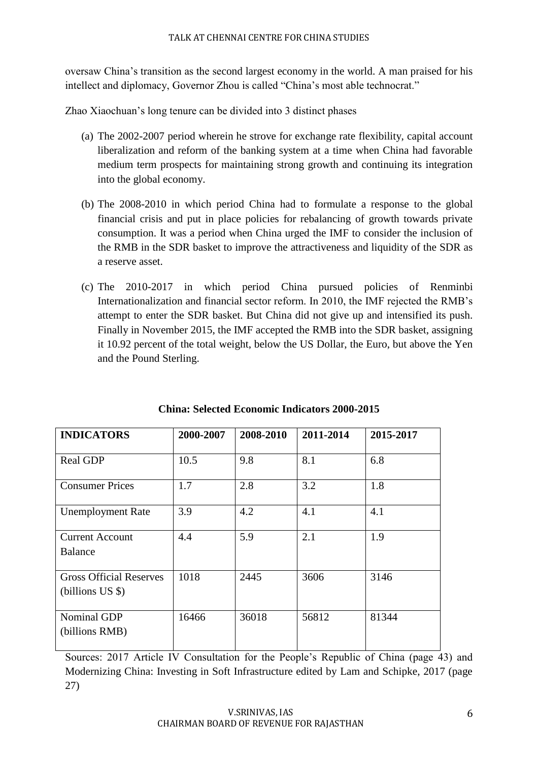oversaw China's transition as the second largest economy in the world. A man praised for his intellect and diplomacy, Governor Zhou is called "China's most able technocrat."

Zhao Xiaochuan's long tenure can be divided into 3 distinct phases

(a) The 2002-2007 period wherein he strove for exchange rate flexibility, capital account liberalization and reform of the banking system at a time when China had favorable medium term prospects for maintaining strong growth and continuing its integration into the global economy.

(b) The 2008-2010 in which period China had to formulate a response to the global financial crisis and put in place policies for rebalancing of growth towards private consumption. It was a period when China urged the IMF to consider the inclusion of the RMB in the SDR basket to improve the attractiveness and liquidity of the SDR as a reserve asset.

(c) The 2010-2017 in which period China pursued policies of Renminbi Internationalization and financial sector reform. In 2010, the IMF rejected the RMB's attempt to enter the SDR basket. But China did not give up and intensified its push. Finally in November 2015, the IMF accepted the RMB into the SDR basket, assigning it 10.92 percent of the total weight, below the US Dollar, the Euro, but above the Yen and the Pound Sterling.

**China: Selected Economic Indicators 2000-2015**

| INDICATORS | 2000-2007 | 2008-2010 | 2011-2014 | 2015-2017 |
|---|---|---|---|---|
| Real GDP | 10.5 | 9.8 | 8.1 | 6.8 |
| Consumer Prices | 1.7 | 2.8 | 3.2 | 1.8 |
| Unemployment Rate | 3.9 | 4.2 | 4.1 | 4.1 |
| Current Account Balance | 4.4 | 5.9 | 2.1 | 1.9 |
| Gross Official Reserves (billions US $) | 1018 | 2445 | 3606 | 3146 |
| Nominal GDP (billions RMB) | 16466 | 36018 | 56812 | 81344 |

Sources: 2017 Article IV Consultation for the People's Republic of China (page 43) and Modernizing China: Investing in Soft Infrastructure edited by Lam and Schipke, 2017 (page 27)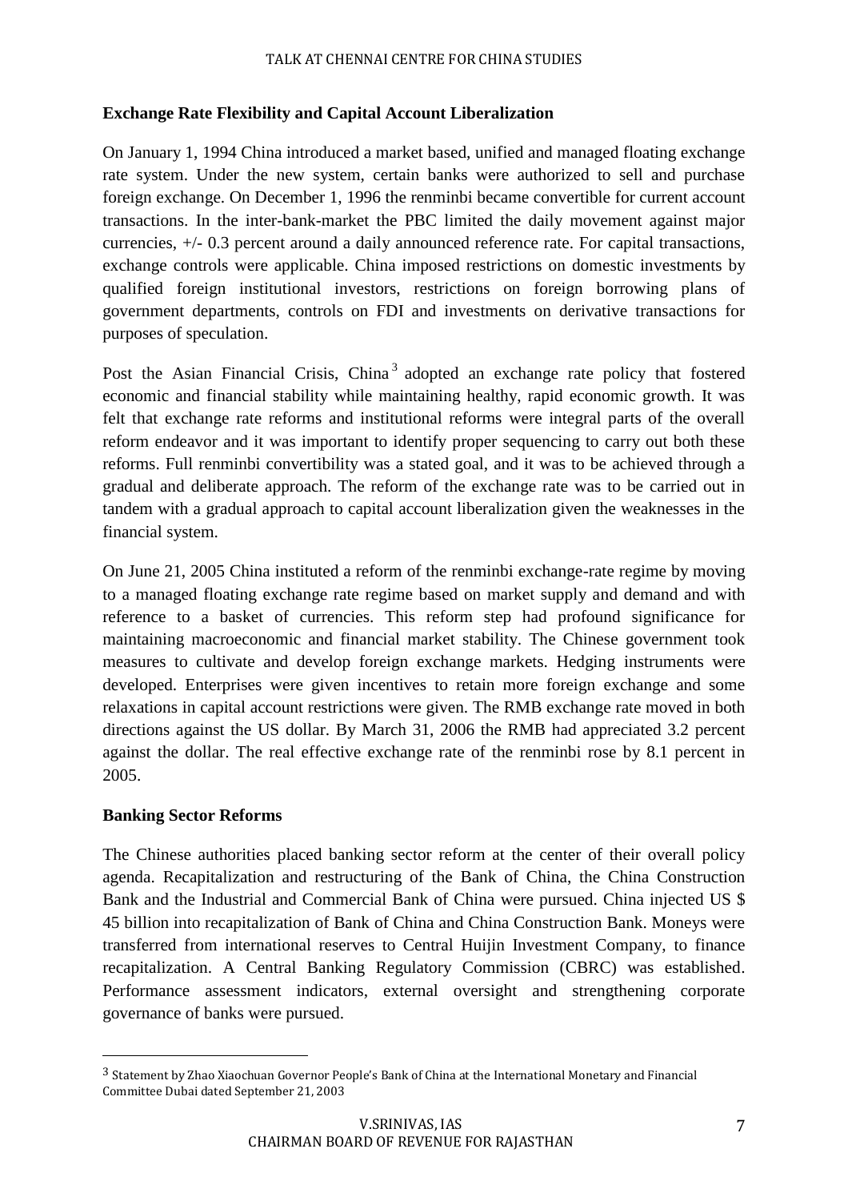**Exchange Rate Flexibility and Capital Account Liberalization**

On January 1, 1994 China introduced a market based, unified and managed floating exchange rate system. Under the new system, certain banks were authorized to sell and purchase foreign exchange. On December 1, 1996 the renminbi became convertible for current account transactions. In the inter-bank-market the PBC limited the daily movement against major currencies, +/- 0.3 percent around a daily announced reference rate. For capital transactions, exchange controls were applicable. China imposed restrictions on domestic investments by qualified foreign institutional investors, restrictions on foreign borrowing plans of government departments, controls on FDI and investments on derivative transactions for purposes of speculation.

Post the Asian Financial Crisis, China[3] adopted an exchange rate policy that fostered economic and financial stability while maintaining healthy, rapid economic growth. It was felt that exchange rate reforms and institutional reforms were integral parts of the overall reform endeavor and it was important to identify proper sequencing to carry out both these reforms. Full renminbi convertibility was a stated goal, and it was to be achieved through a gradual and deliberate approach. The reform of the exchange rate was to be carried out in tandem with a gradual approach to capital account liberalization given the weaknesses in the financial system.

On June 21, 2005 China instituted a reform of the renminbi exchange-rate regime by moving to a managed floating exchange rate regime based on market supply and demand and with reference to a basket of currencies. This reform step had profound significance for maintaining macroeconomic and financial market stability. The Chinese government took measures to cultivate and develop foreign exchange markets. Hedging instruments were developed. Enterprises were given incentives to retain more foreign exchange and some relaxations in capital account restrictions were given. The RMB exchange rate moved in both directions against the US dollar. By March 31, 2006 the RMB had appreciated 3.2 percent against the dollar. The real effective exchange rate of the renminbi rose by 8.1 percent in 2005.

**Banking Sector Reforms**

The Chinese authorities placed banking sector reform at the center of their overall policy agenda. Recapitalization and restructuring of the Bank of China, the China Construction Bank and the Industrial and Commercial Bank of China were pursued. China injected US $ 45 billion into recapitalization of Bank of China and China Construction Bank. Moneys were transferred from international reserves to Central Huijin Investment Company, to finance recapitalization. A Central Banking Regulatory Commission (CBRC) was established. Performance assessment indicators, external oversight and strengthening corporate governance of banks were pursued.

[3] Statement by Zhao Xiaochuan Governor People's Bank of China at the International Monetary and Financial Committee Dubai dated September 21, 2003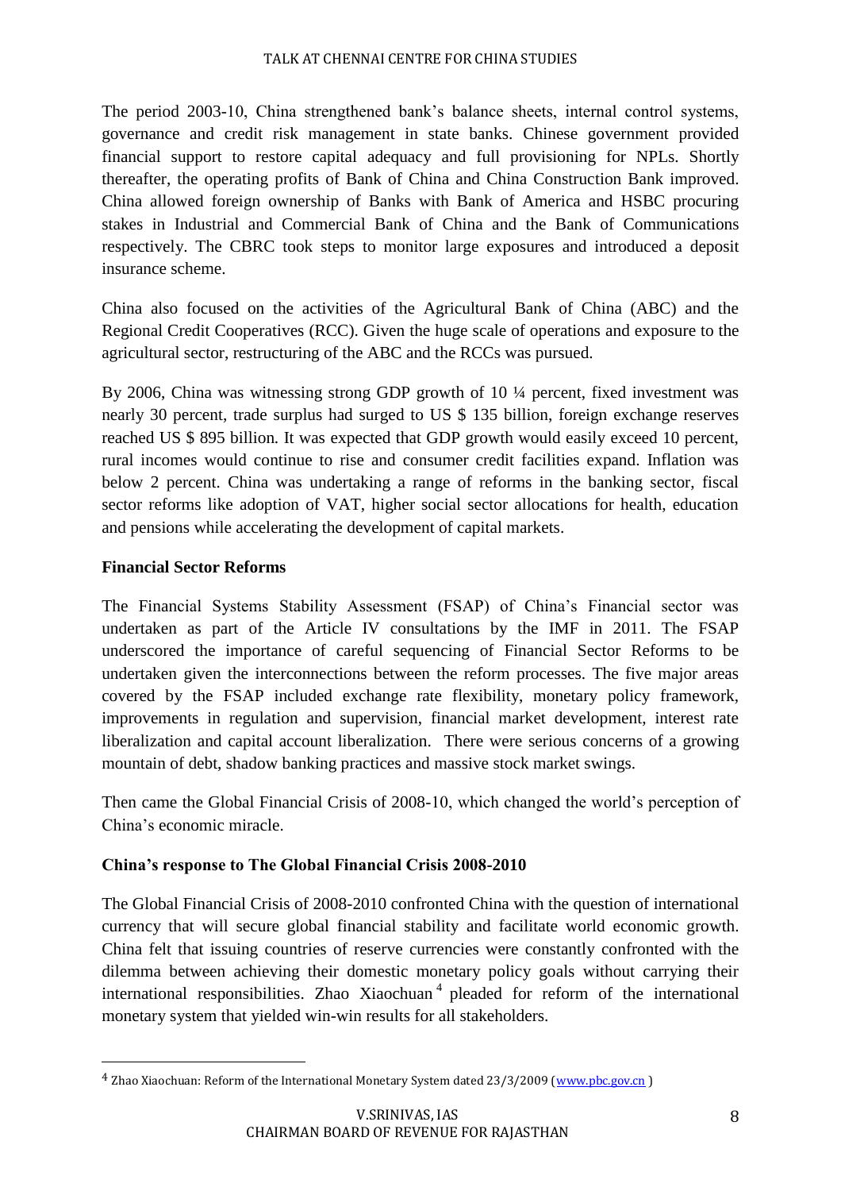The period 2003-10, China strengthened bank's balance sheets, internal control systems, governance and credit risk management in state banks. Chinese government provided financial support to restore capital adequacy and full provisioning for NPLs. Shortly thereafter, the operating profits of Bank of China and China Construction Bank improved. China allowed foreign ownership of Banks with Bank of America and HSBC procuring stakes in Industrial and Commercial Bank of China and the Bank of Communications respectively. The CBRC took steps to monitor large exposures and introduced a deposit insurance scheme.

China also focused on the activities of the Agricultural Bank of China (ABC) and the Regional Credit Cooperatives (RCC). Given the huge scale of operations and exposure to the agricultural sector, restructuring of the ABC and the RCCs was pursued.

By 2006, China was witnessing strong GDP growth of 10 ¼ percent, fixed investment was nearly 30 percent, trade surplus had surged to US $ 135 billion, foreign exchange reserves reached US $ 895 billion. It was expected that GDP growth would easily exceed 10 percent, rural incomes would continue to rise and consumer credit facilities expand. Inflation was below 2 percent. China was undertaking a range of reforms in the banking sector, fiscal sector reforms like adoption of VAT, higher social sector allocations for health, education and pensions while accelerating the development of capital markets.

**Financial Sector Reforms**

The Financial Systems Stability Assessment (FSAP) of China's Financial sector was undertaken as part of the Article IV consultations by the IMF in 2011. The FSAP underscored the importance of careful sequencing of Financial Sector Reforms to be undertaken given the interconnections between the reform processes. The five major areas covered by the FSAP included exchange rate flexibility, monetary policy framework, improvements in regulation and supervision, financial market development, interest rate liberalization and capital account liberalization. There were serious concerns of a growing mountain of debt, shadow banking practices and massive stock market swings.

Then came the Global Financial Crisis of 2008-10, which changed the world's perception of China's economic miracle.

**China's response to The Global Financial Crisis 2008-2010**

The Global Financial Crisis of 2008-2010 confronted China with the question of international currency that will secure global financial stability and facilitate world economic growth. China felt that issuing countries of reserve currencies were constantly confronted with the dilemma between achieving their domestic monetary policy goals without carrying their international responsibilities. Zhao Xiaochuan[4] pleaded for reform of the international monetary system that yielded win-win results for all stakeholders.

---

[4] Zhao Xiaochuan: Reform of the International Monetary System dated 23/3/2009 (www.pbc.gov.cn)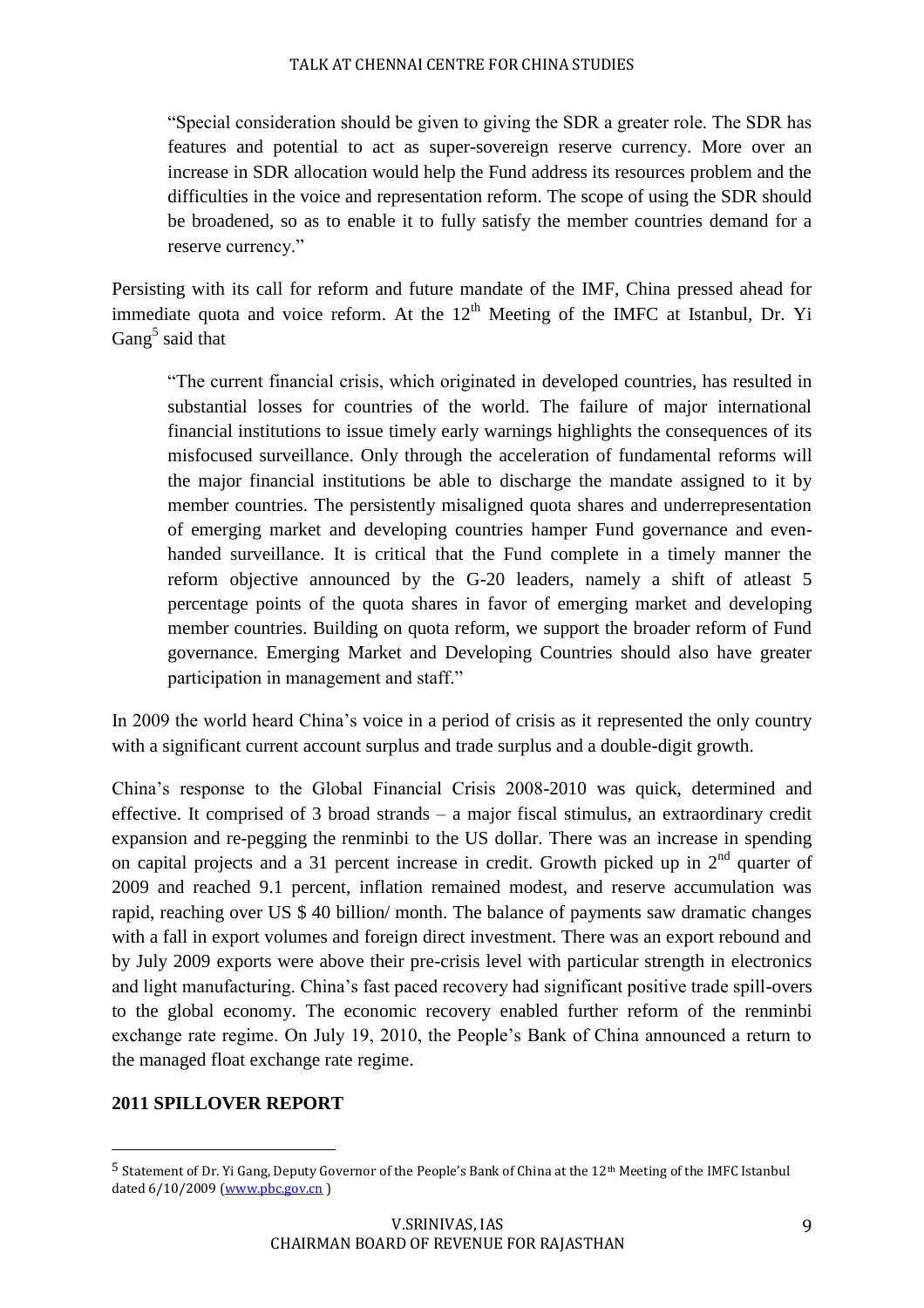> "Special consideration should be given to giving the SDR a greater role. The SDR has features and potential to act as super-sovereign reserve currency. More over an increase in SDR allocation would help the Fund address its resources problem and the difficulties in the voice and representation reform. The scope of using the SDR should be broadened, so as to enable it to fully satisfy the member countries demand for a reserve currency."

Persisting with its call for reform and future mandate of the IMF, China pressed ahead for immediate quota and voice reform. At the 12th Meeting of the IMFC at Istanbul, Dr. Yi Gang[5] said that

> "The current financial crisis, which originated in developed countries, has resulted in substantial losses for countries of the world. The failure of major international financial institutions to issue timely early warnings highlights the consequences of its misfocused surveillance. Only through the acceleration of fundamental reforms will the major financial institutions be able to discharge the mandate assigned to it by member countries. The persistently misaligned quota shares and underrepresentation of emerging market and developing countries hamper Fund governance and even-handed surveillance. It is critical that the Fund complete in a timely manner the reform objective announced by the G-20 leaders, namely a shift of atleast 5 percentage points of the quota shares in favor of emerging market and developing member countries. Building on quota reform, we support the broader reform of Fund governance. Emerging Market and Developing Countries should also have greater participation in management and staff."

In 2009 the world heard China's voice in a period of crisis as it represented the only country with a significant current account surplus and trade surplus and a double-digit growth.

China's response to the Global Financial Crisis 2008-2010 was quick, determined and effective. It comprised of 3 broad strands – a major fiscal stimulus, an extraordinary credit expansion and re-pegging the renminbi to the US dollar. There was an increase in spending on capital projects and a 31 percent increase in credit. Growth picked up in 2nd quarter of 2009 and reached 9.1 percent, inflation remained modest, and reserve accumulation was rapid, reaching over US $ 40 billion/ month. The balance of payments saw dramatic changes with a fall in export volumes and foreign direct investment. There was an export rebound and by July 2009 exports were above their pre-crisis level with particular strength in electronics and light manufacturing. China's fast paced recovery had significant positive trade spill-overs to the global economy. The economic recovery enabled further reform of the renminbi exchange rate regime. On July 19, 2010, the People's Bank of China announced a return to the managed float exchange rate regime.

**2011 SPILLOVER REPORT**

---

[5] Statement of Dr. Yi Gang, Deputy Governor of the People's Bank of China at the 12th Meeting of the IMFC Istanbul dated 6/10/2009 (www.pbc.gov.cn)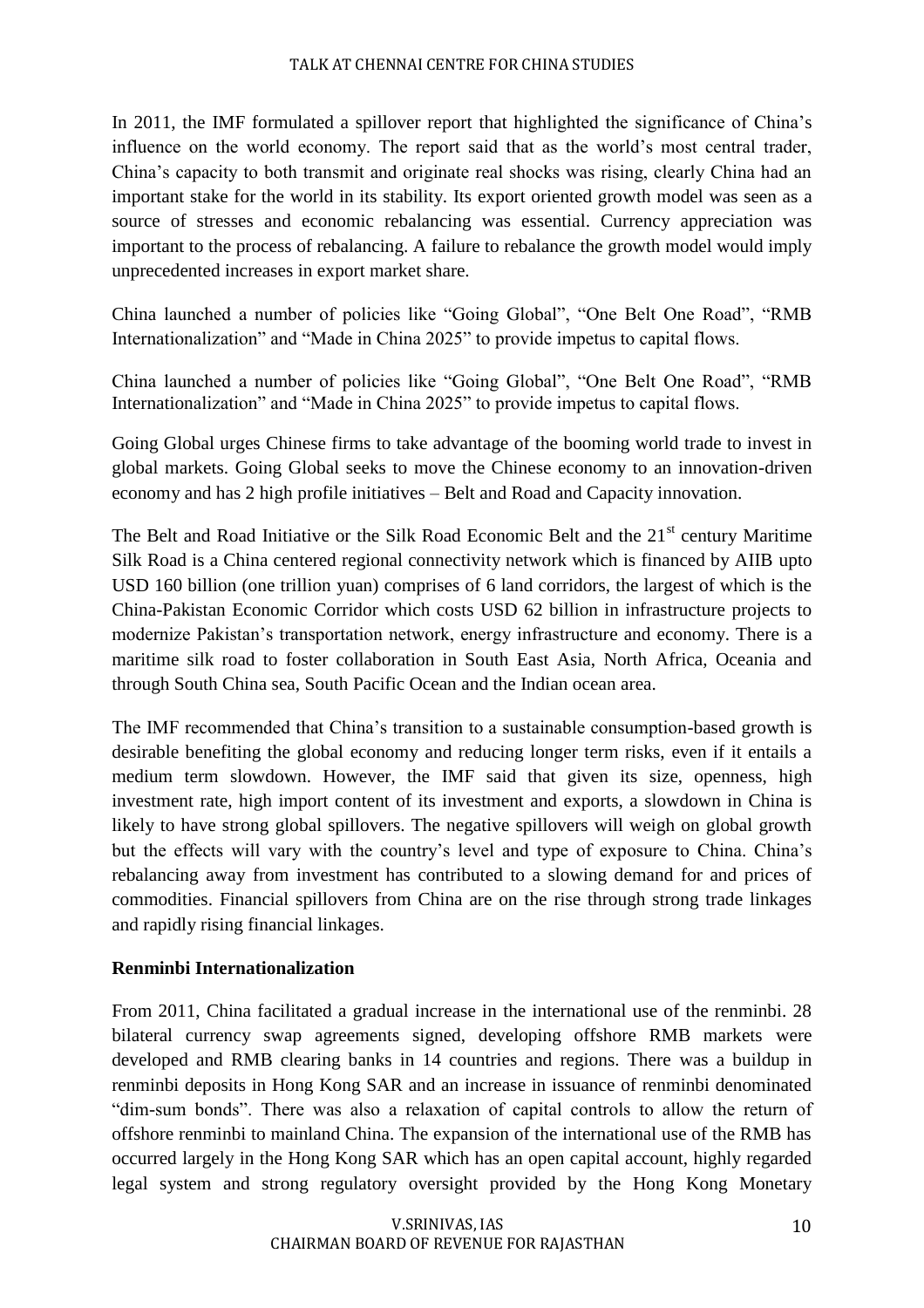In 2011, the IMF formulated a spillover report that highlighted the significance of China's influence on the world economy. The report said that as the world's most central trader, China's capacity to both transmit and originate real shocks was rising, clearly China had an important stake for the world in its stability. Its export oriented growth model was seen as a source of stresses and economic rebalancing was essential. Currency appreciation was important to the process of rebalancing. A failure to rebalance the growth model would imply unprecedented increases in export market share.

China launched a number of policies like "Going Global", "One Belt One Road", "RMB Internationalization" and "Made in China 2025" to provide impetus to capital flows.

China launched a number of policies like "Going Global", "One Belt One Road", "RMB Internationalization" and "Made in China 2025" to provide impetus to capital flows.

Going Global urges Chinese firms to take advantage of the booming world trade to invest in global markets. Going Global seeks to move the Chinese economy to an innovation-driven economy and has 2 high profile initiatives – Belt and Road and Capacity innovation.

The Belt and Road Initiative or the Silk Road Economic Belt and the 21st century Maritime Silk Road is a China centered regional connectivity network which is financed by AIIB upto USD 160 billion (one trillion yuan) comprises of 6 land corridors, the largest of which is the China-Pakistan Economic Corridor which costs USD 62 billion in infrastructure projects to modernize Pakistan's transportation network, energy infrastructure and economy. There is a maritime silk road to foster collaboration in South East Asia, North Africa, Oceania and through South China sea, South Pacific Ocean and the Indian ocean area.

The IMF recommended that China's transition to a sustainable consumption-based growth is desirable benefiting the global economy and reducing longer term risks, even if it entails a medium term slowdown. However, the IMF said that given its size, openness, high investment rate, high import content of its investment and exports, a slowdown in China is likely to have strong global spillovers. The negative spillovers will weigh on global growth but the effects will vary with the country's level and type of exposure to China. China's rebalancing away from investment has contributed to a slowing demand for and prices of commodities. Financial spillovers from China are on the rise through strong trade linkages and rapidly rising financial linkages.

**Renminbi Internationalization**

From 2011, China facilitated a gradual increase in the international use of the renminbi. 28 bilateral currency swap agreements signed, developing offshore RMB markets were developed and RMB clearing banks in 14 countries and regions. There was a buildup in renminbi deposits in Hong Kong SAR and an increase in issuance of renminbi denominated "dim-sum bonds". There was also a relaxation of capital controls to allow the return of offshore renminbi to mainland China. The expansion of the international use of the RMB has occurred largely in the Hong Kong SAR which has an open capital account, highly regarded legal system and strong regulatory oversight provided by the Hong Kong Monetary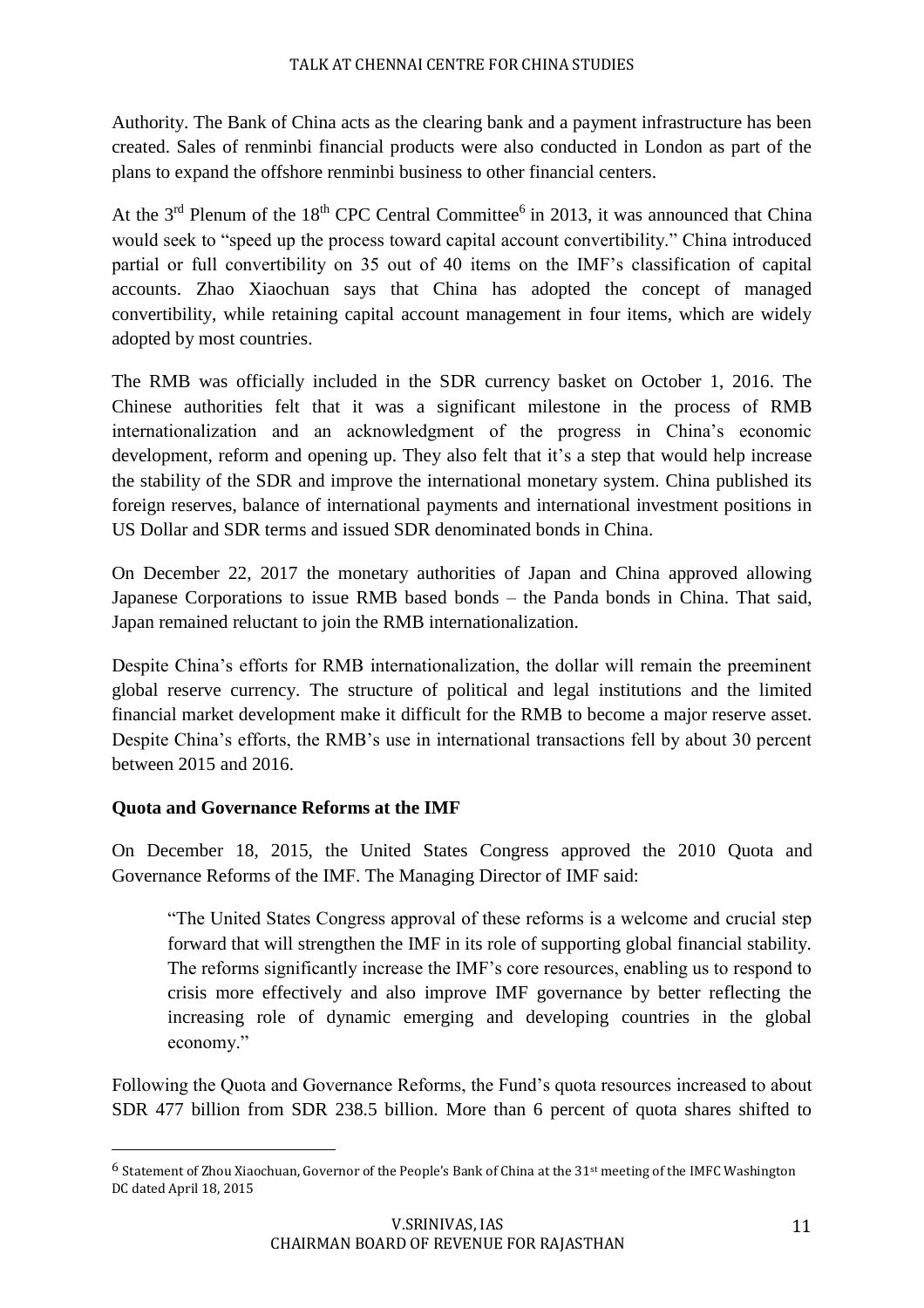Authority. The Bank of China acts as the clearing bank and a payment infrastructure has been created. Sales of renminbi financial products were also conducted in London as part of the plans to expand the offshore renminbi business to other financial centers.

At the 3rd Plenum of the 18th CPC Central Committee[6] in 2013, it was announced that China would seek to "speed up the process toward capital account convertibility." China introduced partial or full convertibility on 35 out of 40 items on the IMF's classification of capital accounts. Zhao Xiaochuan says that China has adopted the concept of managed convertibility, while retaining capital account management in four items, which are widely adopted by most countries.

The RMB was officially included in the SDR currency basket on October 1, 2016. The Chinese authorities felt that it was a significant milestone in the process of RMB internationalization and an acknowledgment of the progress in China's economic development, reform and opening up. They also felt that it's a step that would help increase the stability of the SDR and improve the international monetary system. China published its foreign reserves, balance of international payments and international investment positions in US Dollar and SDR terms and issued SDR denominated bonds in China.

On December 22, 2017 the monetary authorities of Japan and China approved allowing Japanese Corporations to issue RMB based bonds – the Panda bonds in China. That said, Japan remained reluctant to join the RMB internationalization.

Despite China's efforts for RMB internationalization, the dollar will remain the preeminent global reserve currency. The structure of political and legal institutions and the limited financial market development make it difficult for the RMB to become a major reserve asset. Despite China's efforts, the RMB's use in international transactions fell by about 30 percent between 2015 and 2016.

**Quota and Governance Reforms at the IMF**

On December 18, 2015, the United States Congress approved the 2010 Quota and Governance Reforms of the IMF. The Managing Director of IMF said:

> "The United States Congress approval of these reforms is a welcome and crucial step forward that will strengthen the IMF in its role of supporting global financial stability. The reforms significantly increase the IMF's core resources, enabling us to respond to crisis more effectively and also improve IMF governance by better reflecting the increasing role of dynamic emerging and developing countries in the global economy."

Following the Quota and Governance Reforms, the Fund's quota resources increased to about SDR 477 billion from SDR 238.5 billion. More than 6 percent of quota shares shifted to

---

[6] Statement of Zhou Xiaochuan, Governor of the People's Bank of China at the 31st meeting of the IMFC Washington DC dated April 18, 2015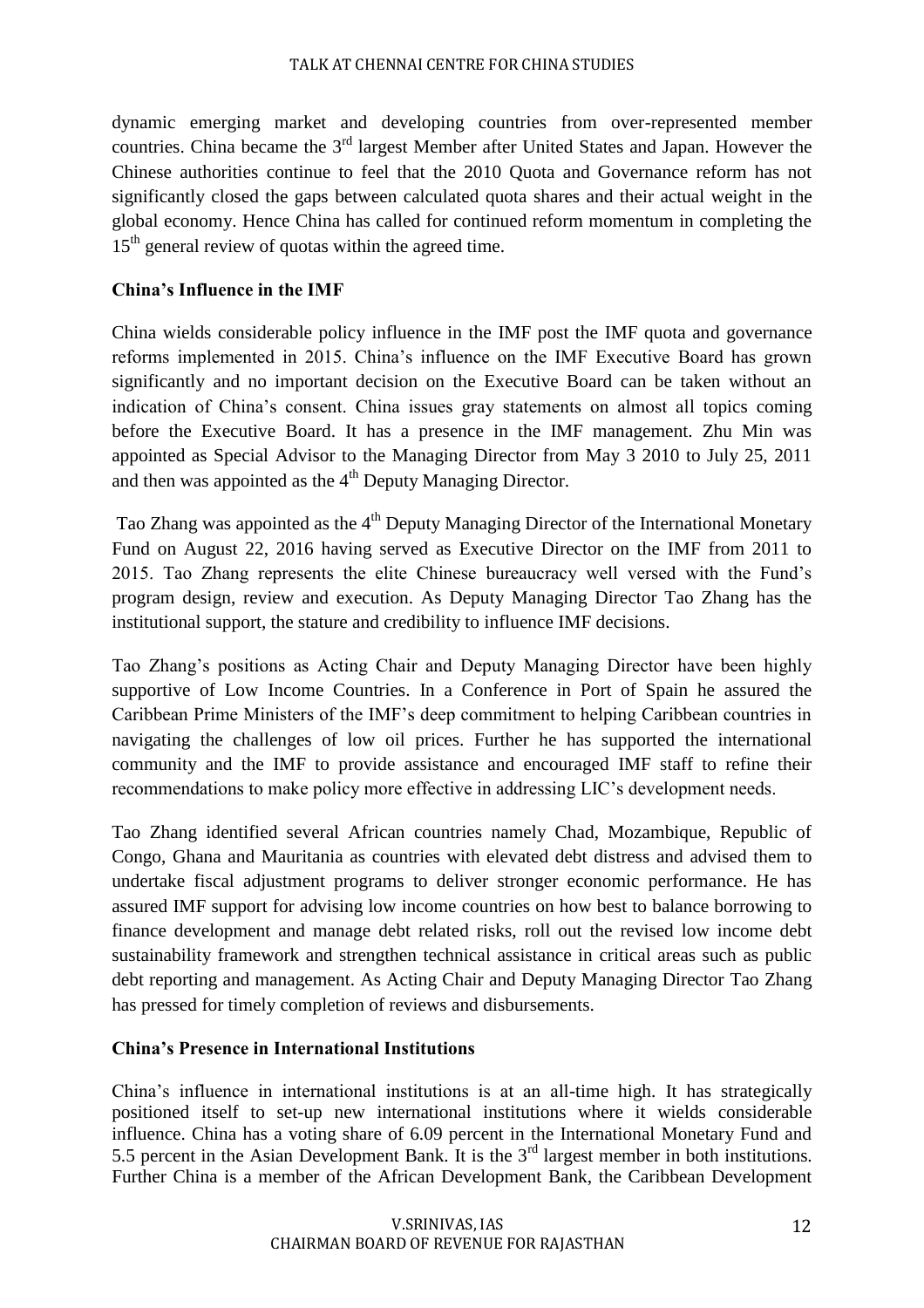dynamic emerging market and developing countries from over-represented member countries. China became the 3rd largest Member after United States and Japan. However the Chinese authorities continue to feel that the 2010 Quota and Governance reform has not significantly closed the gaps between calculated quota shares and their actual weight in the global economy. Hence China has called for continued reform momentum in completing the 15th general review of quotas within the agreed time.

**China's Influence in the IMF**

China wields considerable policy influence in the IMF post the IMF quota and governance reforms implemented in 2015. China's influence on the IMF Executive Board has grown significantly and no important decision on the Executive Board can be taken without an indication of China's consent. China issues gray statements on almost all topics coming before the Executive Board. It has a presence in the IMF management. Zhu Min was appointed as Special Advisor to the Managing Director from May 3 2010 to July 25, 2011 and then was appointed as the 4th Deputy Managing Director.

Tao Zhang was appointed as the 4th Deputy Managing Director of the International Monetary Fund on August 22, 2016 having served as Executive Director on the IMF from 2011 to 2015. Tao Zhang represents the elite Chinese bureaucracy well versed with the Fund's program design, review and execution. As Deputy Managing Director Tao Zhang has the institutional support, the stature and credibility to influence IMF decisions.

Tao Zhang's positions as Acting Chair and Deputy Managing Director have been highly supportive of Low Income Countries. In a Conference in Port of Spain he assured the Caribbean Prime Ministers of the IMF's deep commitment to helping Caribbean countries in navigating the challenges of low oil prices. Further he has supported the international community and the IMF to provide assistance and encouraged IMF staff to refine their recommendations to make policy more effective in addressing LIC's development needs.

Tao Zhang identified several African countries namely Chad, Mozambique, Republic of Congo, Ghana and Mauritania as countries with elevated debt distress and advised them to undertake fiscal adjustment programs to deliver stronger economic performance. He has assured IMF support for advising low income countries on how best to balance borrowing to finance development and manage debt related risks, roll out the revised low income debt sustainability framework and strengthen technical assistance in critical areas such as public debt reporting and management. As Acting Chair and Deputy Managing Director Tao Zhang has pressed for timely completion of reviews and disbursements.

**China's Presence in International Institutions**

China's influence in international institutions is at an all-time high. It has strategically positioned itself to set-up new international institutions where it wields considerable influence. China has a voting share of 6.09 percent in the International Monetary Fund and 5.5 percent in the Asian Development Bank. It is the 3rd largest member in both institutions. Further China is a member of the African Development Bank, the Caribbean Development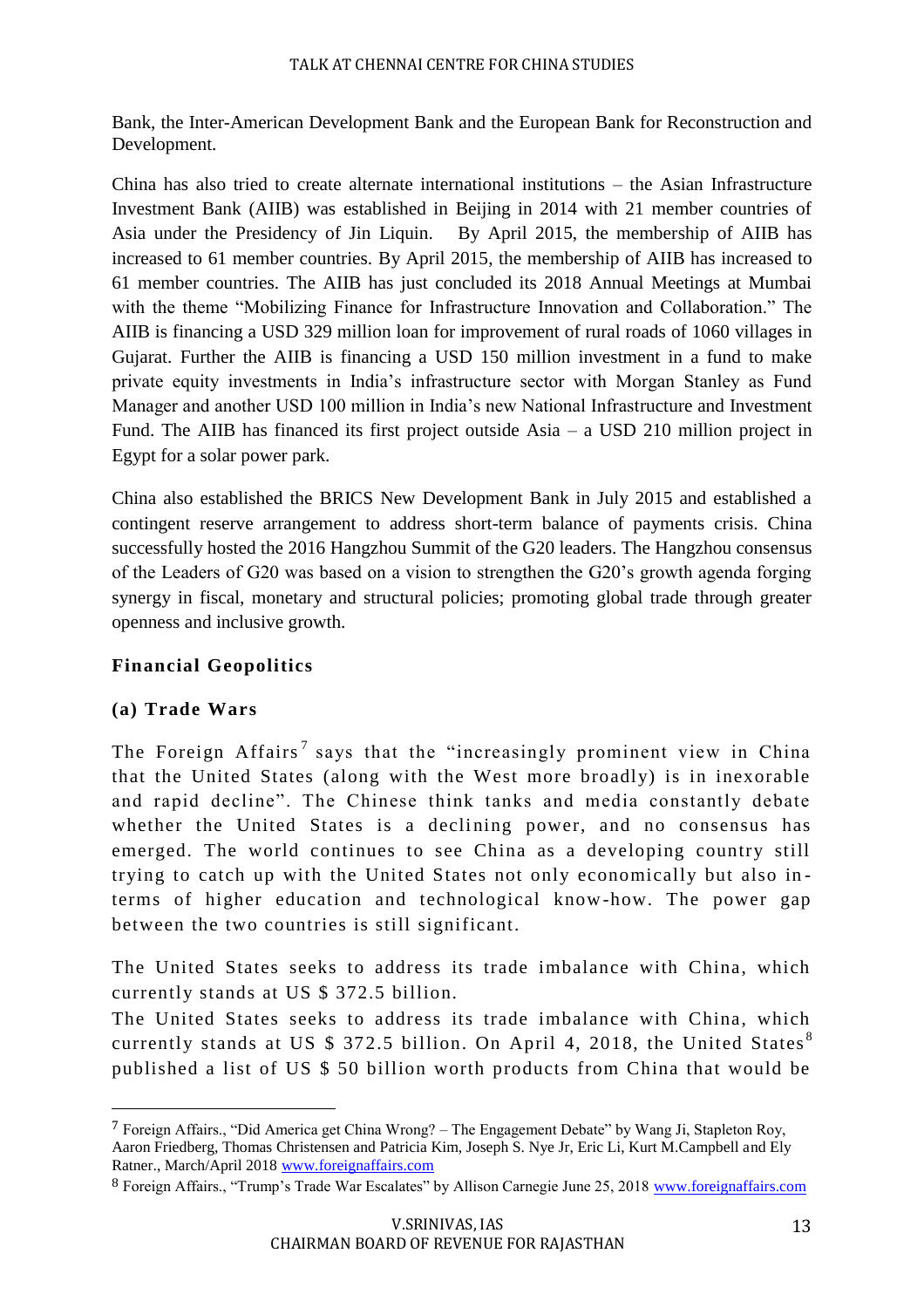Bank, the Inter-American Development Bank and the European Bank for Reconstruction and Development.

China has also tried to create alternate international institutions – the Asian Infrastructure Investment Bank (AIIB) was established in Beijing in 2014 with 21 member countries of Asia under the Presidency of Jin Liquin. By April 2015, the membership of AIIB has increased to 61 member countries. By April 2015, the membership of AIIB has increased to 61 member countries. The AIIB has just concluded its 2018 Annual Meetings at Mumbai with the theme "Mobilizing Finance for Infrastructure Innovation and Collaboration." The AIIB is financing a USD 329 million loan for improvement of rural roads of 1060 villages in Gujarat. Further the AIIB is financing a USD 150 million investment in a fund to make private equity investments in India's infrastructure sector with Morgan Stanley as Fund Manager and another USD 100 million in India's new National Infrastructure and Investment Fund. The AIIB has financed its first project outside Asia – a USD 210 million project in Egypt for a solar power park.

China also established the BRICS New Development Bank in July 2015 and established a contingent reserve arrangement to address short-term balance of payments crisis. China successfully hosted the 2016 Hangzhou Summit of the G20 leaders. The Hangzhou consensus of the Leaders of G20 was based on a vision to strengthen the G20's growth agenda forging synergy in fiscal, monetary and structural policies; promoting global trade through greater openness and inclusive growth.

## Financial Geopolitics

### (a) Trade Wars

The Foreign Affairs[7] says that the "increasingly prominent view in China that the United States (along with the West more broadly) is in inexorable and rapid decline". The Chinese think tanks and media constantly debate whether the United States is a declining power, and no consensus has emerged. The world continues to see China as a developing country still trying to catch up with the United States not only economically but also in-terms of higher education and technological know-how. The power gap between the two countries is still significant.

The United States seeks to address its trade imbalance with China, which currently stands at US $ 372.5 billion.
The United States seeks to address its trade imbalance with China, which currently stands at US $ 372.5 billion. On April 4, 2018, the United States[8] published a list of US $ 50 billion worth products from China that would be

---

[7] Foreign Affairs., "Did America get China Wrong? – The Engagement Debate" by Wang Ji, Stapleton Roy, Aaron Friedberg, Thomas Christensen and Patricia Kim, Joseph S. Nye Jr, Eric Li, Kurt M.Campbell and Ely Ratner., March/April 2018 www.foreignaffairs.com

[8] Foreign Affairs., "Trump's Trade War Escalates" by Allison Carnegie June 25, 2018 www.foreignaffairs.com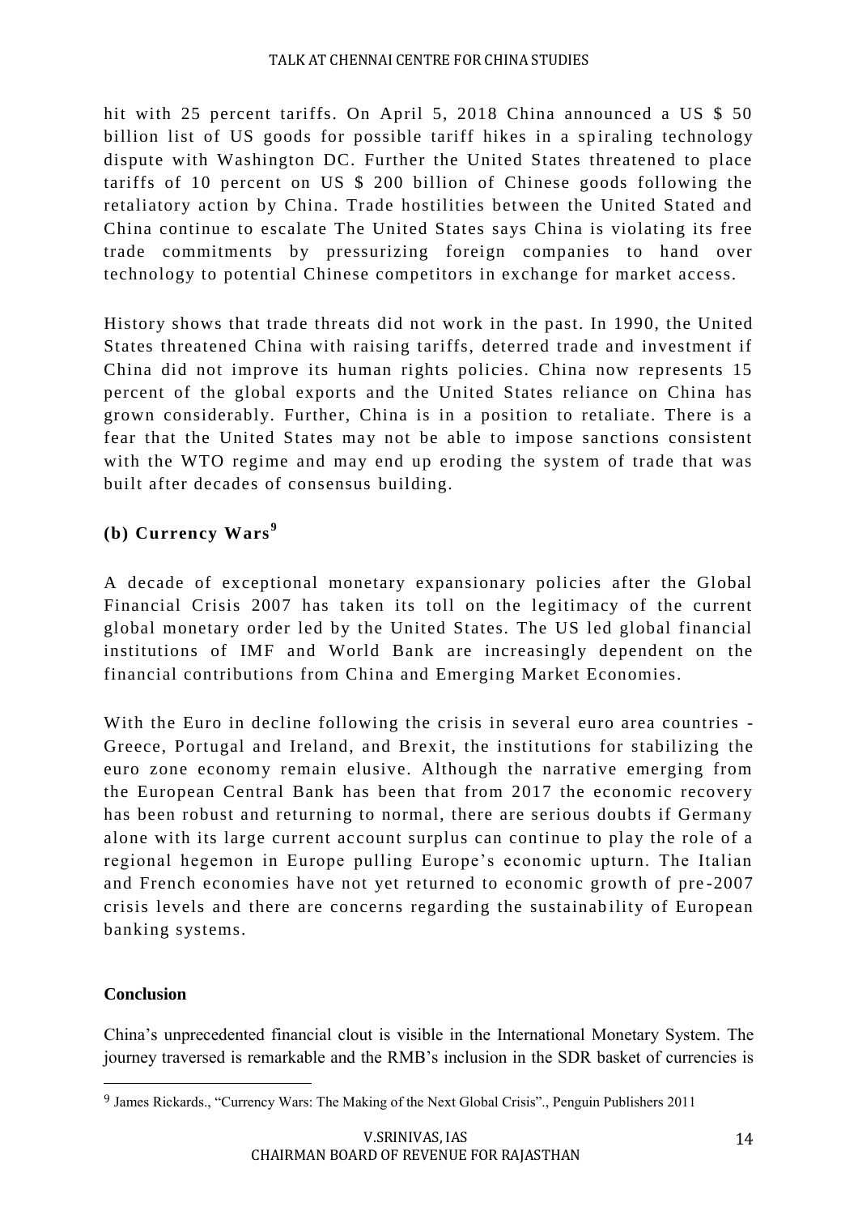hit with 25 percent tariffs. On April 5, 2018 China announced a US $ 50 billion list of US goods for possible tariff hikes in a spiraling technology dispute with Washington DC. Further the United States threatened to place tariffs of 10 percent on US $ 200 billion of Chinese goods following the retaliatory action by China. Trade hostilities between the United Stated and China continue to escalate The United States says China is violating its free trade commitments by pressurizing foreign companies to hand over technology to potential Chinese competitors in exchange for market access.

History shows that trade threats did not work in the past. In 1990, the United States threatened China with raising tariffs, deterred trade and investment if China did not improve its human rights policies. China now represents 15 percent of the global exports and the United States reliance on China has grown considerably. Further, China is in a position to retaliate. There is a fear that the United States may not be able to impose sanctions consistent with the WTO regime and may end up eroding the system of trade that was built after decades of consensus building.

### (b) Currency Wars[9]

A decade of exceptional monetary expansionary policies after the Global Financial Crisis 2007 has taken its toll on the legitimacy of the current global monetary order led by the United States. The US led global financial institutions of IMF and World Bank are increasingly dependent on the financial contributions from China and Emerging Market Economies.

With the Euro in decline following the crisis in several euro area countries - Greece, Portugal and Ireland, and Brexit, the institutions for stabilizing the euro zone economy remain elusive. Although the narrative emerging from the European Central Bank has been that from 2017 the economic recovery has been robust and returning to normal, there are serious doubts if Germany alone with its large current account surplus can continue to play the role of a regional hegemon in Europe pulling Europe's economic upturn. The Italian and French economies have not yet returned to economic growth of pre-2007 crisis levels and there are concerns regarding the sustainability of European banking systems.

### Conclusion

China's unprecedented financial clout is visible in the International Monetary System. The journey traversed is remarkable and the RMB's inclusion in the SDR basket of currencies is

---

[9] James Rickards., "Currency Wars: The Making of the Next Global Crisis"., Penguin Publishers 2011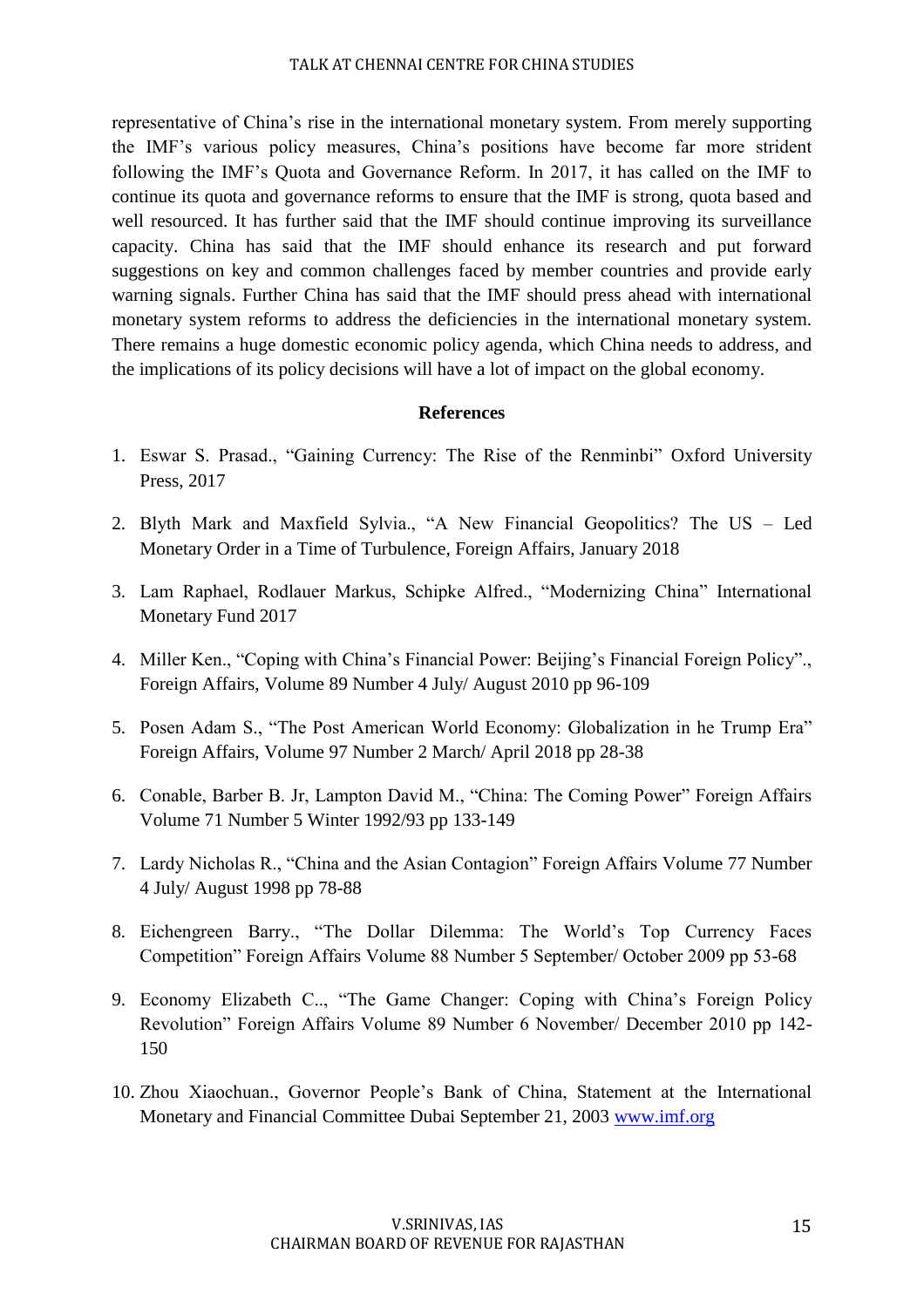representative of China's rise in the international monetary system. From merely supporting the IMF's various policy measures, China's positions have become far more strident following the IMF's Quota and Governance Reform. In 2017, it has called on the IMF to continue its quota and governance reforms to ensure that the IMF is strong, quota based and well resourced. It has further said that the IMF should continue improving its surveillance capacity. China has said that the IMF should enhance its research and put forward suggestions on key and common challenges faced by member countries and provide early warning signals. Further China has said that the IMF should press ahead with international monetary system reforms to address the deficiencies in the international monetary system. There remains a huge domestic economic policy agenda, which China needs to address, and the implications of its policy decisions will have a lot of impact on the global economy.

## References

1. Eswar S. Prasad., "Gaining Currency: The Rise of the Renminbi" Oxford University Press, 2017
2. Blyth Mark and Maxfield Sylvia., "A New Financial Geopolitics? The US – Led Monetary Order in a Time of Turbulence, Foreign Affairs, January 2018
3. Lam Raphael, Rodlauer Markus, Schipke Alfred., "Modernizing China" International Monetary Fund 2017
4. Miller Ken., "Coping with China's Financial Power: Beijing's Financial Foreign Policy"., Foreign Affairs, Volume 89 Number 4 July/ August 2010 pp 96-109
5. Posen Adam S., "The Post American World Economy: Globalization in he Trump Era" Foreign Affairs, Volume 97 Number 2 March/ April 2018 pp 28-38
6. Conable, Barber B. Jr, Lampton David M., "China: The Coming Power" Foreign Affairs Volume 71 Number 5 Winter 1992/93 pp 133-149
7. Lardy Nicholas R., "China and the Asian Contagion" Foreign Affairs Volume 77 Number 4 July/ August 1998 pp 78-88
8. Eichengreen Barry., "The Dollar Dilemma: The World's Top Currency Faces Competition" Foreign Affairs Volume 88 Number 5 September/ October 2009 pp 53-68
9. Economy Elizabeth C.., "The Game Changer: Coping with China's Foreign Policy Revolution" Foreign Affairs Volume 89 Number 6 November/ December 2010 pp 142-150
10. Zhou Xiaochuan., Governor People's Bank of China, Statement at the International Monetary and Financial Committee Dubai September 21, 2003 www.imf.org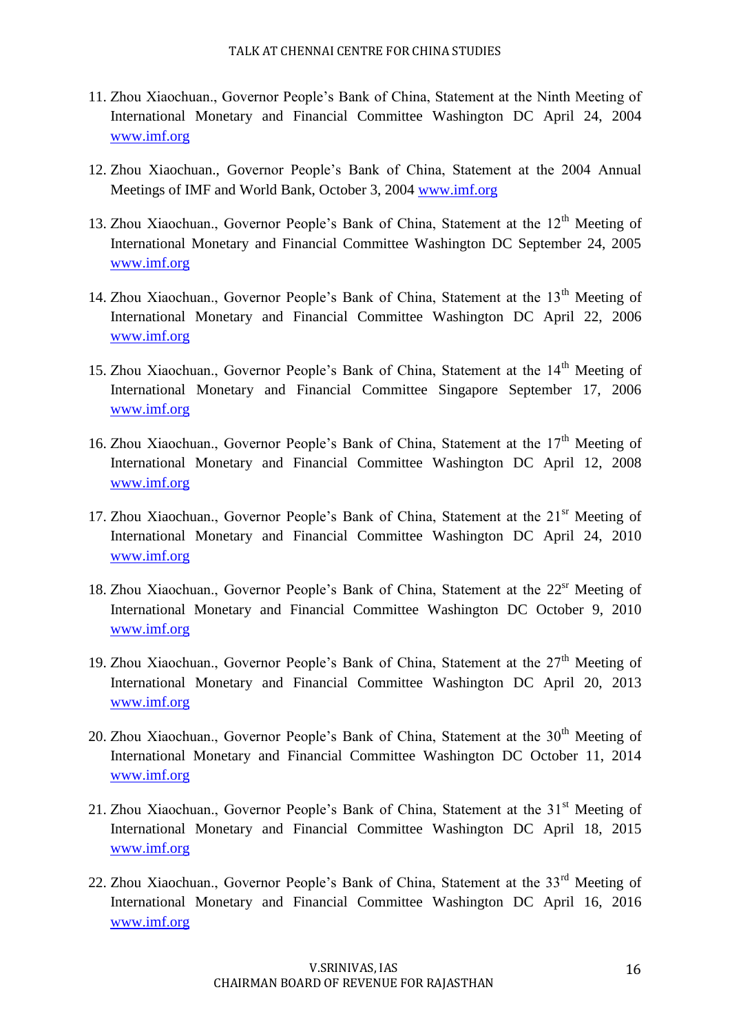11. Zhou Xiaochuan., Governor People's Bank of China, Statement at the Ninth Meeting of International Monetary and Financial Committee Washington DC April 24, 2004 www.imf.org

12. Zhou Xiaochuan., Governor People's Bank of China, Statement at the 2004 Annual Meetings of IMF and World Bank, October 3, 2004 www.imf.org

13. Zhou Xiaochuan., Governor People's Bank of China, Statement at the 12th Meeting of International Monetary and Financial Committee Washington DC September 24, 2005 www.imf.org

14. Zhou Xiaochuan., Governor People's Bank of China, Statement at the 13th Meeting of International Monetary and Financial Committee Washington DC April 22, 2006 www.imf.org

15. Zhou Xiaochuan., Governor People's Bank of China, Statement at the 14th Meeting of International Monetary and Financial Committee Singapore September 17, 2006 www.imf.org

16. Zhou Xiaochuan., Governor People's Bank of China, Statement at the 17th Meeting of International Monetary and Financial Committee Washington DC April 12, 2008 www.imf.org

17. Zhou Xiaochuan., Governor People's Bank of China, Statement at the 21sr Meeting of International Monetary and Financial Committee Washington DC April 24, 2010 www.imf.org

18. Zhou Xiaochuan., Governor People's Bank of China, Statement at the 22sr Meeting of International Monetary and Financial Committee Washington DC October 9, 2010 www.imf.org

19. Zhou Xiaochuan., Governor People's Bank of China, Statement at the 27th Meeting of International Monetary and Financial Committee Washington DC April 20, 2013 www.imf.org

20. Zhou Xiaochuan., Governor People's Bank of China, Statement at the 30th Meeting of International Monetary and Financial Committee Washington DC October 11, 2014 www.imf.org

21. Zhou Xiaochuan., Governor People's Bank of China, Statement at the 31st Meeting of International Monetary and Financial Committee Washington DC April 18, 2015 www.imf.org

22. Zhou Xiaochuan., Governor People's Bank of China, Statement at the 33rd Meeting of International Monetary and Financial Committee Washington DC April 16, 2016 www.imf.org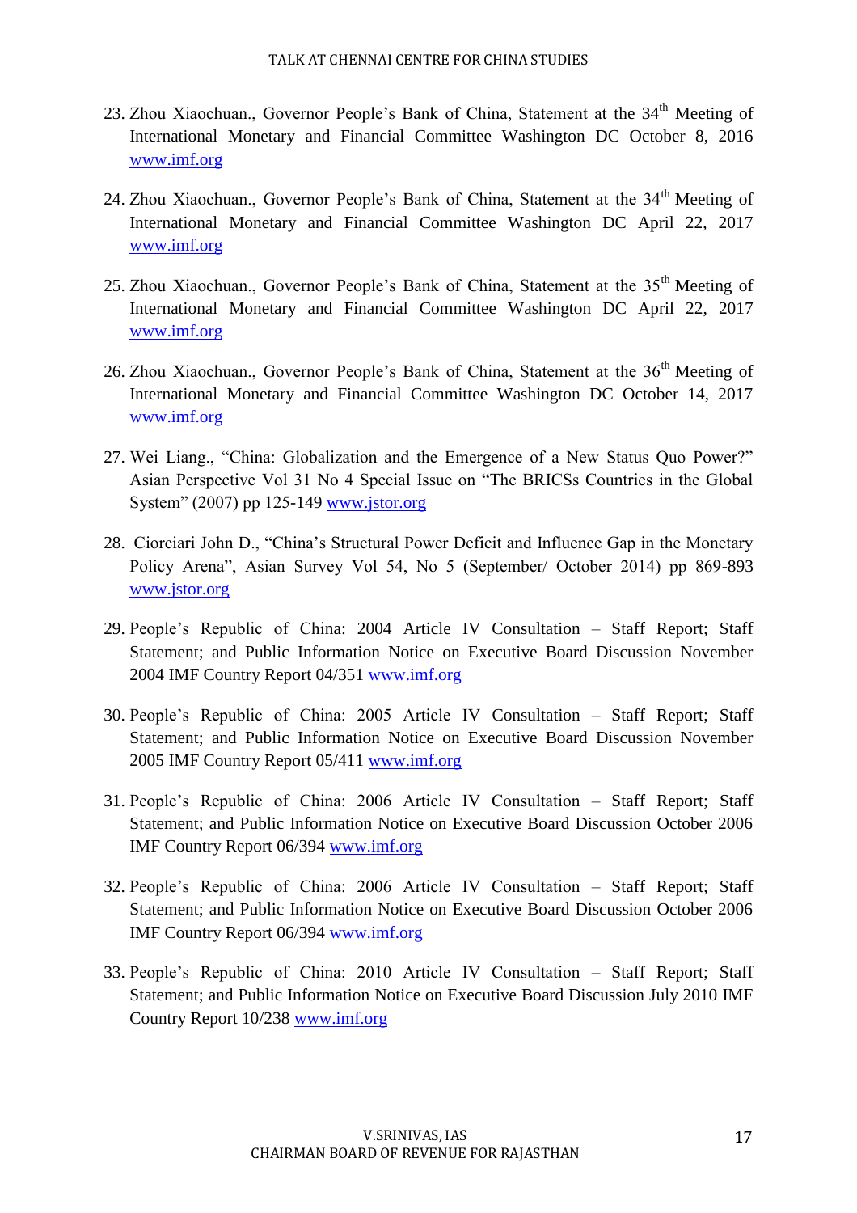23. Zhou Xiaochuan., Governor People's Bank of China, Statement at the 34th Meeting of International Monetary and Financial Committee Washington DC October 8, 2016 www.imf.org

24. Zhou Xiaochuan., Governor People's Bank of China, Statement at the 34th Meeting of International Monetary and Financial Committee Washington DC April 22, 2017 www.imf.org

25. Zhou Xiaochuan., Governor People's Bank of China, Statement at the 35th Meeting of International Monetary and Financial Committee Washington DC April 22, 2017 www.imf.org

26. Zhou Xiaochuan., Governor People's Bank of China, Statement at the 36th Meeting of International Monetary and Financial Committee Washington DC October 14, 2017 www.imf.org

27. Wei Liang., "China: Globalization and the Emergence of a New Status Quo Power?" Asian Perspective Vol 31 No 4 Special Issue on "The BRICSs Countries in the Global System" (2007) pp 125-149 www.jstor.org

28. Ciorciari John D., "China's Structural Power Deficit and Influence Gap in the Monetary Policy Arena", Asian Survey Vol 54, No 5 (September/ October 2014) pp 869-893 www.jstor.org

29. People's Republic of China: 2004 Article IV Consultation – Staff Report; Staff Statement; and Public Information Notice on Executive Board Discussion November 2004 IMF Country Report 04/351 www.imf.org

30. People's Republic of China: 2005 Article IV Consultation – Staff Report; Staff Statement; and Public Information Notice on Executive Board Discussion November 2005 IMF Country Report 05/411 www.imf.org

31. People's Republic of China: 2006 Article IV Consultation – Staff Report; Staff Statement; and Public Information Notice on Executive Board Discussion October 2006 IMF Country Report 06/394 www.imf.org

32. People's Republic of China: 2006 Article IV Consultation – Staff Report; Staff Statement; and Public Information Notice on Executive Board Discussion October 2006 IMF Country Report 06/394 www.imf.org

33. People's Republic of China: 2010 Article IV Consultation – Staff Report; Staff Statement; and Public Information Notice on Executive Board Discussion July 2010 IMF Country Report 10/238 www.imf.org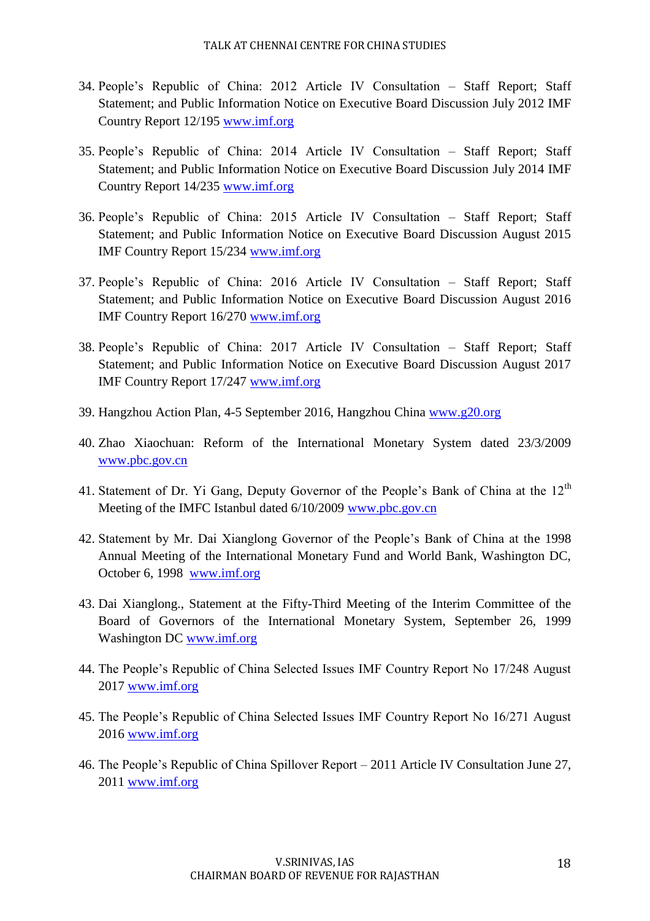34. People's Republic of China: 2012 Article IV Consultation – Staff Report; Staff Statement; and Public Information Notice on Executive Board Discussion July 2012 IMF Country Report 12/195 www.imf.org

35. People's Republic of China: 2014 Article IV Consultation – Staff Report; Staff Statement; and Public Information Notice on Executive Board Discussion July 2014 IMF Country Report 14/235 www.imf.org

36. People's Republic of China: 2015 Article IV Consultation – Staff Report; Staff Statement; and Public Information Notice on Executive Board Discussion August 2015 IMF Country Report 15/234 www.imf.org

37. People's Republic of China: 2016 Article IV Consultation – Staff Report; Staff Statement; and Public Information Notice on Executive Board Discussion August 2016 IMF Country Report 16/270 www.imf.org

38. People's Republic of China: 2017 Article IV Consultation – Staff Report; Staff Statement; and Public Information Notice on Executive Board Discussion August 2017 IMF Country Report 17/247 www.imf.org

39. Hangzhou Action Plan, 4-5 September 2016, Hangzhou China www.g20.org

40. Zhao Xiaochuan: Reform of the International Monetary System dated 23/3/2009 www.pbc.gov.cn

41. Statement of Dr. Yi Gang, Deputy Governor of the People's Bank of China at the 12th Meeting of the IMFC Istanbul dated 6/10/2009 www.pbc.gov.cn

42. Statement by Mr. Dai Xianglong Governor of the People's Bank of China at the 1998 Annual Meeting of the International Monetary Fund and World Bank, Washington DC, October 6, 1998 www.imf.org

43. Dai Xianglong., Statement at the Fifty-Third Meeting of the Interim Committee of the Board of Governors of the International Monetary System, September 26, 1999 Washington DC www.imf.org

44. The People's Republic of China Selected Issues IMF Country Report No 17/248 August 2017 www.imf.org

45. The People's Republic of China Selected Issues IMF Country Report No 16/271 August 2016 www.imf.org

46. The People's Republic of China Spillover Report – 2011 Article IV Consultation June 27, 2011 www.imf.org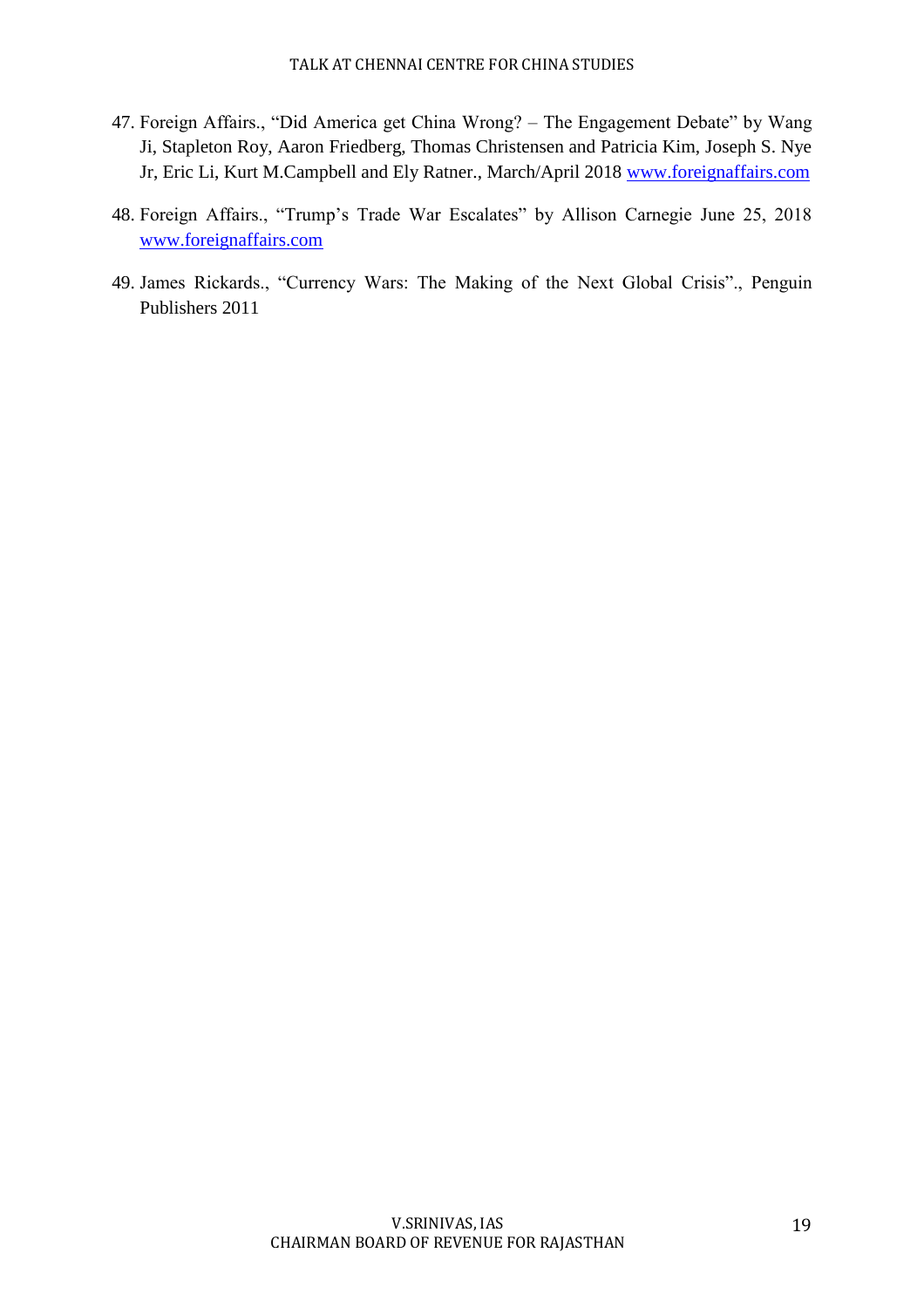47. Foreign Affairs., "Did America get China Wrong? – The Engagement Debate" by Wang Ji, Stapleton Roy, Aaron Friedberg, Thomas Christensen and Patricia Kim, Joseph S. Nye Jr, Eric Li, Kurt M.Campbell and Ely Ratner., March/April 2018 www.foreignaffairs.com

48. Foreign Affairs., "Trump's Trade War Escalates" by Allison Carnegie June 25, 2018 www.foreignaffairs.com

49. James Rickards., "Currency Wars: The Making of the Next Global Crisis"., Penguin Publishers 2011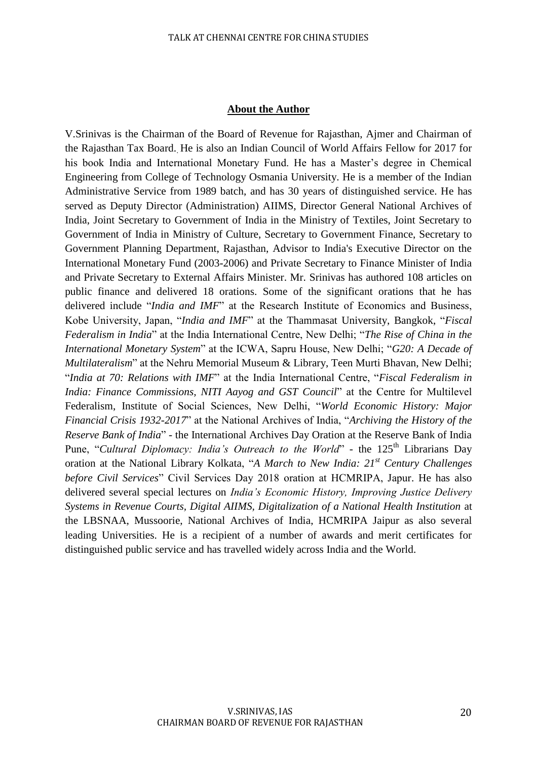## About the Author

V.Srinivas is the Chairman of the Board of Revenue for Rajasthan, Ajmer and Chairman of the Rajasthan Tax Board. He is also an Indian Council of World Affairs Fellow for 2017 for his book India and International Monetary Fund. He has a Master's degree in Chemical Engineering from College of Technology Osmania University. He is a member of the Indian Administrative Service from 1989 batch, and has 30 years of distinguished service. He has served as Deputy Director (Administration) AIIMS, Director General National Archives of India, Joint Secretary to Government of India in the Ministry of Textiles, Joint Secretary to Government of India in Ministry of Culture, Secretary to Government Finance, Secretary to Government Planning Department, Rajasthan, Advisor to India's Executive Director on the International Monetary Fund (2003-2006) and Private Secretary to Finance Minister of India and Private Secretary to External Affairs Minister. Mr. Srinivas has authored 108 articles on public finance and delivered 18 orations. Some of the significant orations that he has delivered include "*India and IMF*" at the Research Institute of Economics and Business, Kobe University, Japan, "*India and IMF*" at the Thammasat University, Bangkok, "*Fiscal Federalism in India*" at the India International Centre, New Delhi; "*The Rise of China in the International Monetary System*" at the ICWA, Sapru House, New Delhi; "*G20: A Decade of Multilateralism*" at the Nehru Memorial Museum & Library, Teen Murti Bhavan, New Delhi; "*India at 70: Relations with IMF*" at the India International Centre, "*Fiscal Federalism in India: Finance Commissions, NITI Aayog and GST Council*" at the Centre for Multilevel Federalism, Institute of Social Sciences, New Delhi, "*World Economic History: Major Financial Crisis 1932-2017*" at the National Archives of India, "*Archiving the History of the Reserve Bank of India*" - the International Archives Day Oration at the Reserve Bank of India Pune, "*Cultural Diplomacy: India's Outreach to the World*" - the 125th Librarians Day oration at the National Library Kolkata, "*A March to New India: 21st Century Challenges before Civil Services*" Civil Services Day 2018 oration at HCMRIPA, Japur. He has also delivered several special lectures on *India's Economic History, Improving Justice Delivery Systems in Revenue Courts, Digital AIIMS, Digitalization of a National Health Institution* at the LBSNAA, Mussoorie, National Archives of India, HCMRIPA Jaipur as also several leading Universities. He is a recipient of a number of awards and merit certificates for distinguished public service and has travelled widely across India and the World.